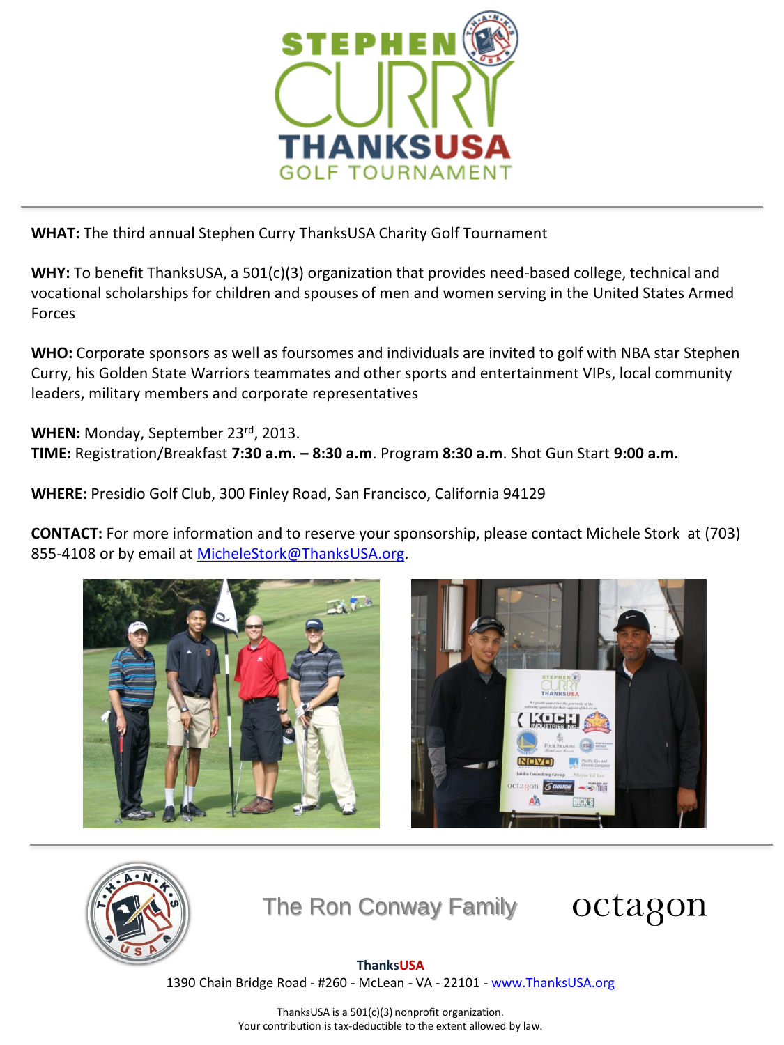# STEPHEN CURRY THANKSUSA GOLF TOURNAMENT

**WHAT:** The third annual Stephen Curry ThanksUSA Charity Golf Tournament

**WHY:** To benefit ThanksUSA, a 501(c)(3) organization that provides need-based college, technical and vocational scholarships for children and spouses of men and women serving in the United States Armed Forces

**WHO:** Corporate sponsors as well as foursomes and individuals are invited to golf with NBA star Stephen Curry, his Golden State Warriors teammates and other sports and entertainment VIPs, local community leaders, military members and corporate representatives

**WHEN:** Monday, September 23rd, 2013.
**TIME:** Registration/Breakfast **7:30 a.m. – 8:30 a.m**. Program **8:30 a.m**. Shot Gun Start **9:00 a.m.**

**WHERE:** Presidio Golf Club, 300 Finley Road, San Francisco, California 94129

**CONTACT:** For more information and to reserve your sponsorship, please contact Michele Stork at (703) 855-4108 or by email at MicheleStork@ThanksUSA.org.

The Ron Conway Family

octagon

**ThanksUSA**
1390 Chain Bridge Road - #260 - McLean - VA - 22101 - www.ThanksUSA.org

ThanksUSA is a 501(c)(3) nonprofit organization.
Your contribution is tax-deductible to the extent allowed by law.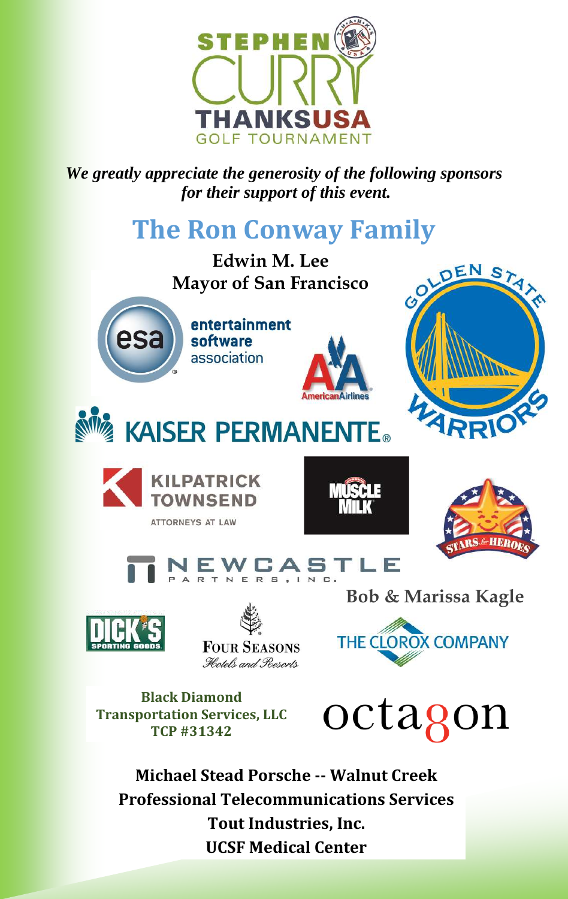# STEPHEN CURRY THANKSUSA GOLF TOURNAMENT

*We greatly appreciate the generosity of the following sponsors for their support of this event.*

## The Ron Conway Family

**Edwin M. Lee**
**Mayor of San Francisco**

entertainment software association

American Airlines

Golden State Warriors

KAISER PERMANENTE

KILPATRICK TOWNSEND
ATTORNEYS AT LAW

MUSCLE MILK

STARS for HEROES

NEWCASTLE PARTNERS, INC.

**Bob & Marissa Kagle**

DICK'S SPORTING GOODS

FOUR SEASONS
Hotels and Resorts

THE CLOROX COMPANY

**Black Diamond Transportation Services, LLC**
**TCP #31342**

octagon

**Michael Stead Porsche -- Walnut Creek**
**Professional Telecommunications Services**
**Tout Industries, Inc.**
**UCSF Medical Center**